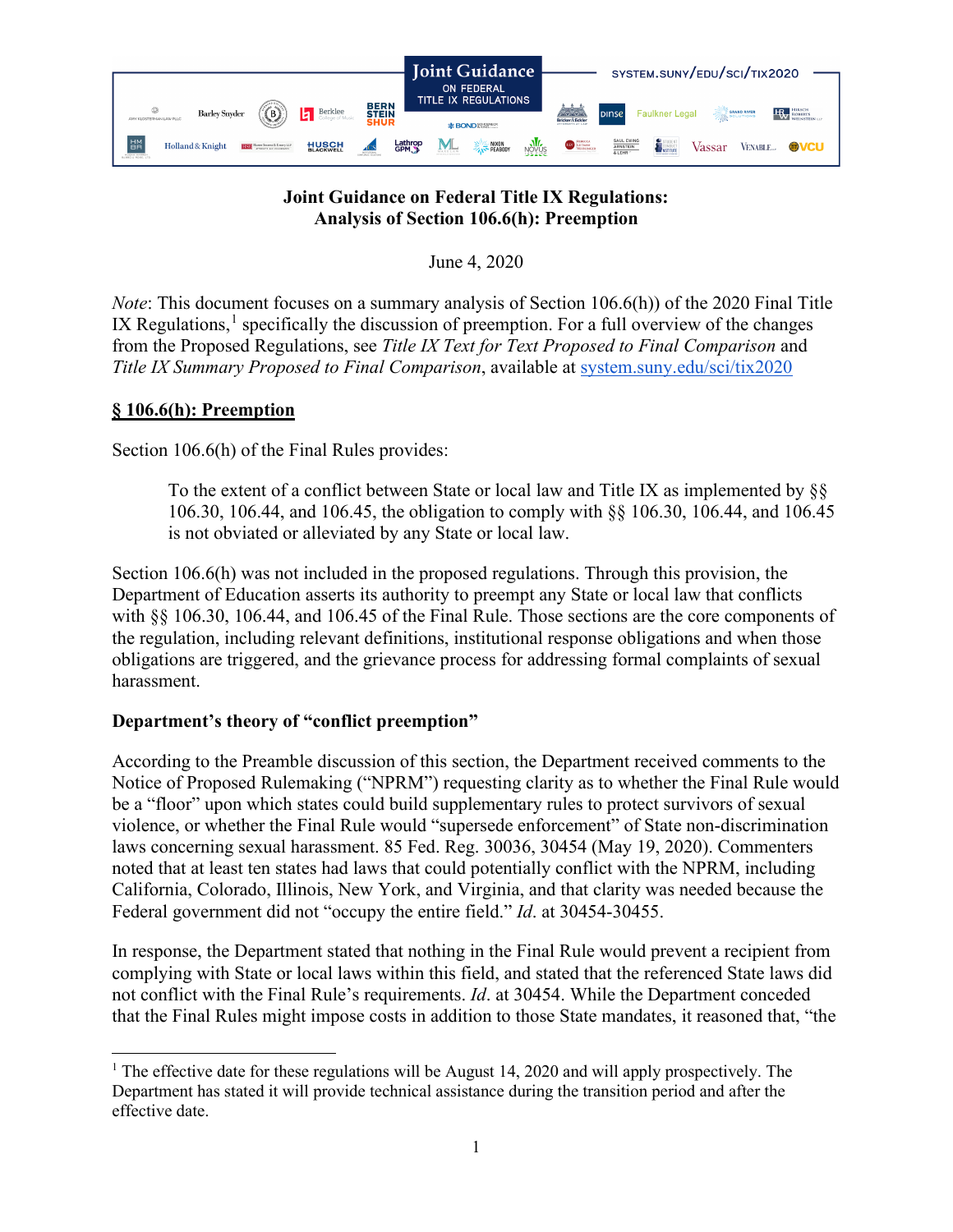Joint Guidance ON FEDERAL TITLE IX REGULATIONS

system.suny/edu/sci/tix2020

**Joint Guidance on Federal Title IX Regulations:**
**Analysis of Section 106.6(h): Preemption**

June 4, 2020

*Note*: This document focuses on a summary analysis of Section 106.6(h)) of the 2020 Final Title IX Regulations,[1] specifically the discussion of preemption. For a full overview of the changes from the Proposed Regulations, see *Title IX Text for Text Proposed to Final Comparison* and *Title IX Summary Proposed to Final Comparison*, available at system.suny.edu/sci/tix2020

## § 106.6(h): Preemption

Section 106.6(h) of the Final Rules provides:

> To the extent of a conflict between State or local law and Title IX as implemented by §§ 106.30, 106.44, and 106.45, the obligation to comply with §§ 106.30, 106.44, and 106.45 is not obviated or alleviated by any State or local law.

Section 106.6(h) was not included in the proposed regulations. Through this provision, the Department of Education asserts its authority to preempt any State or local law that conflicts with §§ 106.30, 106.44, and 106.45 of the Final Rule. Those sections are the core components of the regulation, including relevant definitions, institutional response obligations and when those obligations are triggered, and the grievance process for addressing formal complaints of sexual harassment.

### Department's theory of "conflict preemption"

According to the Preamble discussion of this section, the Department received comments to the Notice of Proposed Rulemaking ("NPRM") requesting clarity as to whether the Final Rule would be a "floor" upon which states could build supplementary rules to protect survivors of sexual violence, or whether the Final Rule would "supersede enforcement" of State non-discrimination laws concerning sexual harassment. 85 Fed. Reg. 30036, 30454 (May 19, 2020). Commenters noted that at least ten states had laws that could potentially conflict with the NPRM, including California, Colorado, Illinois, New York, and Virginia, and that clarity was needed because the Federal government did not "occupy the entire field." *Id*. at 30454-30455.

In response, the Department stated that nothing in the Final Rule would prevent a recipient from complying with State or local laws within this field, and stated that the referenced State laws did not conflict with the Final Rule's requirements. *Id*. at 30454. While the Department conceded that the Final Rules might impose costs in addition to those State mandates, it reasoned that, "the

[1] The effective date for these regulations will be August 14, 2020 and will apply prospectively. The Department has stated it will provide technical assistance during the transition period and after the effective date.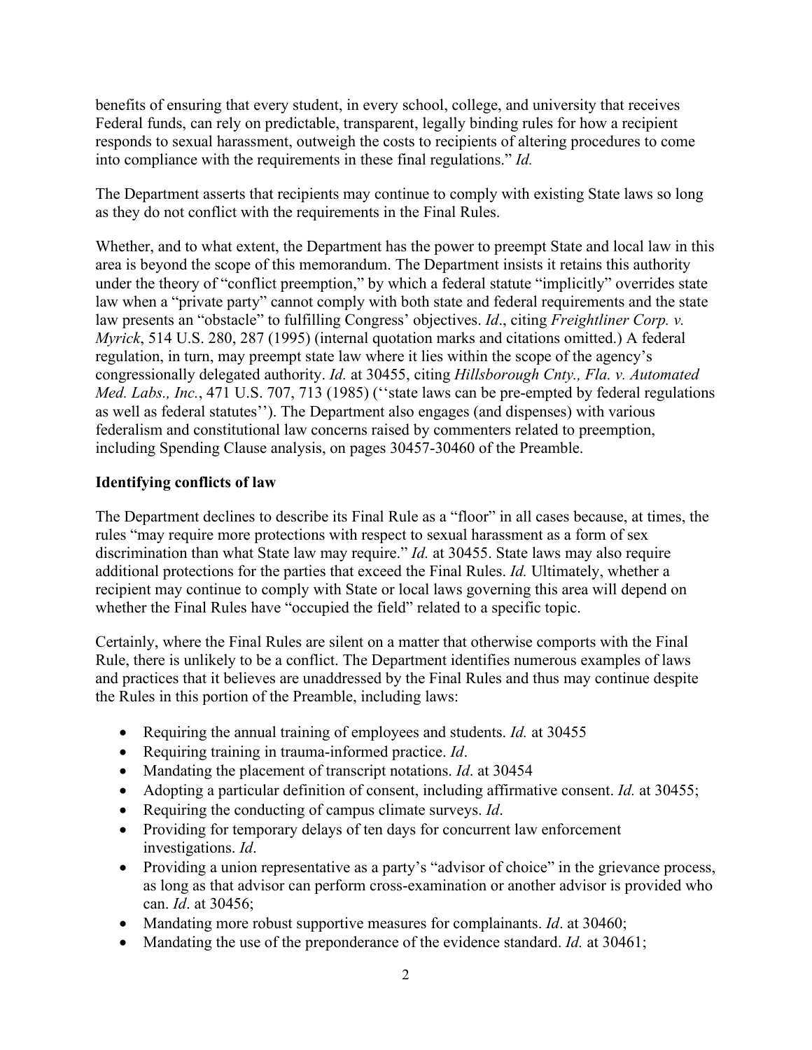benefits of ensuring that every student, in every school, college, and university that receives Federal funds, can rely on predictable, transparent, legally binding rules for how a recipient responds to sexual harassment, outweigh the costs to recipients of altering procedures to come into compliance with the requirements in these final regulations." *Id.*

The Department asserts that recipients may continue to comply with existing State laws so long as they do not conflict with the requirements in the Final Rules.

Whether, and to what extent, the Department has the power to preempt State and local law in this area is beyond the scope of this memorandum. The Department insists it retains this authority under the theory of "conflict preemption," by which a federal statute "implicitly" overrides state law when a "private party" cannot comply with both state and federal requirements and the state law presents an "obstacle" to fulfilling Congress' objectives. *Id*., citing *Freightliner Corp. v. Myrick*, 514 U.S. 280, 287 (1995) (internal quotation marks and citations omitted.) A federal regulation, in turn, may preempt state law where it lies within the scope of the agency's congressionally delegated authority. *Id.* at 30455, citing *Hillsborough Cnty., Fla. v. Automated Med. Labs., Inc.*, 471 U.S. 707, 713 (1985) (''state laws can be pre-empted by federal regulations as well as federal statutes''). The Department also engages (and dispenses) with various federalism and constitutional law concerns raised by commenters related to preemption, including Spending Clause analysis, on pages 30457-30460 of the Preamble.

**Identifying conflicts of law**

The Department declines to describe its Final Rule as a "floor" in all cases because, at times, the rules "may require more protections with respect to sexual harassment as a form of sex discrimination than what State law may require." *Id.* at 30455. State laws may also require additional protections for the parties that exceed the Final Rules. *Id.* Ultimately, whether a recipient may continue to comply with State or local laws governing this area will depend on whether the Final Rules have "occupied the field" related to a specific topic.

Certainly, where the Final Rules are silent on a matter that otherwise comports with the Final Rule, there is unlikely to be a conflict. The Department identifies numerous examples of laws and practices that it believes are unaddressed by the Final Rules and thus may continue despite the Rules in this portion of the Preamble, including laws:

- Requiring the annual training of employees and students. *Id.* at 30455
- Requiring training in trauma-informed practice. *Id*.
- Mandating the placement of transcript notations. *Id*. at 30454
- Adopting a particular definition of consent, including affirmative consent. *Id.* at 30455;
- Requiring the conducting of campus climate surveys. *Id*.
- Providing for temporary delays of ten days for concurrent law enforcement investigations. *Id*.
- Providing a union representative as a party's "advisor of choice" in the grievance process, as long as that advisor can perform cross-examination or another advisor is provided who can. *Id*. at 30456;
- Mandating more robust supportive measures for complainants. *Id*. at 30460;
- Mandating the use of the preponderance of the evidence standard. *Id.* at 30461;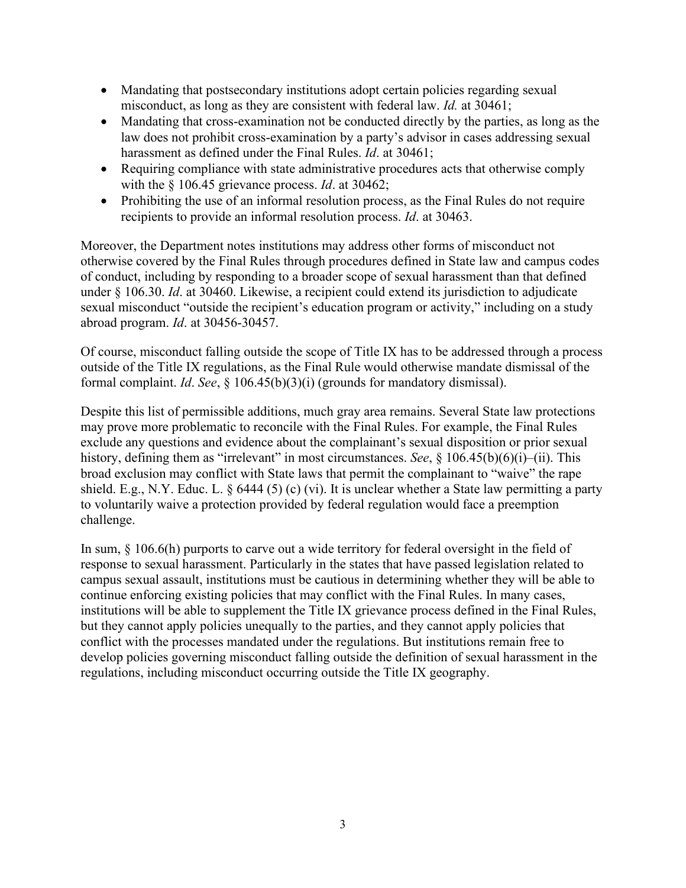- Mandating that postsecondary institutions adopt certain policies regarding sexual misconduct, as long as they are consistent with federal law. *Id.* at 30461;
- Mandating that cross-examination not be conducted directly by the parties, as long as the law does not prohibit cross-examination by a party's advisor in cases addressing sexual harassment as defined under the Final Rules. *Id*. at 30461;
- Requiring compliance with state administrative procedures acts that otherwise comply with the § 106.45 grievance process. *Id*. at 30462;
- Prohibiting the use of an informal resolution process, as the Final Rules do not require recipients to provide an informal resolution process. *Id*. at 30463.

Moreover, the Department notes institutions may address other forms of misconduct not otherwise covered by the Final Rules through procedures defined in State law and campus codes of conduct, including by responding to a broader scope of sexual harassment than that defined under § 106.30. *Id*. at 30460. Likewise, a recipient could extend its jurisdiction to adjudicate sexual misconduct "outside the recipient's education program or activity," including on a study abroad program. *Id*. at 30456-30457.

Of course, misconduct falling outside the scope of Title IX has to be addressed through a process outside of the Title IX regulations, as the Final Rule would otherwise mandate dismissal of the formal complaint. *Id*. *See*, § 106.45(b)(3)(i) (grounds for mandatory dismissal).

Despite this list of permissible additions, much gray area remains. Several State law protections may prove more problematic to reconcile with the Final Rules. For example, the Final Rules exclude any questions and evidence about the complainant's sexual disposition or prior sexual history, defining them as "irrelevant" in most circumstances. *See*, § 106.45(b)(6)(i)–(ii). This broad exclusion may conflict with State laws that permit the complainant to "waive" the rape shield. E.g., N.Y. Educ. L. § 6444 (5) (c) (vi). It is unclear whether a State law permitting a party to voluntarily waive a protection provided by federal regulation would face a preemption challenge.

In sum, § 106.6(h) purports to carve out a wide territory for federal oversight in the field of response to sexual harassment. Particularly in the states that have passed legislation related to campus sexual assault, institutions must be cautious in determining whether they will be able to continue enforcing existing policies that may conflict with the Final Rules. In many cases, institutions will be able to supplement the Title IX grievance process defined in the Final Rules, but they cannot apply policies unequally to the parties, and they cannot apply policies that conflict with the processes mandated under the regulations. But institutions remain free to develop policies governing misconduct falling outside the definition of sexual harassment in the regulations, including misconduct occurring outside the Title IX geography.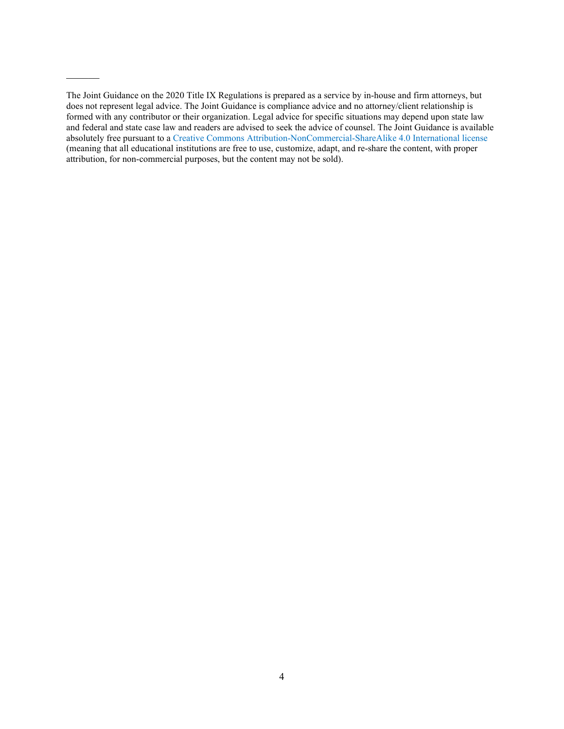---

The Joint Guidance on the 2020 Title IX Regulations is prepared as a service by in-house and firm attorneys, but does not represent legal advice. The Joint Guidance is compliance advice and no attorney/client relationship is formed with any contributor or their organization. Legal advice for specific situations may depend upon state law and federal and state case law and readers are advised to seek the advice of counsel. The Joint Guidance is available absolutely free pursuant to a Creative Commons Attribution-NonCommercial-ShareAlike 4.0 International license (meaning that all educational institutions are free to use, customize, adapt, and re-share the content, with proper attribution, for non-commercial purposes, but the content may not be sold).